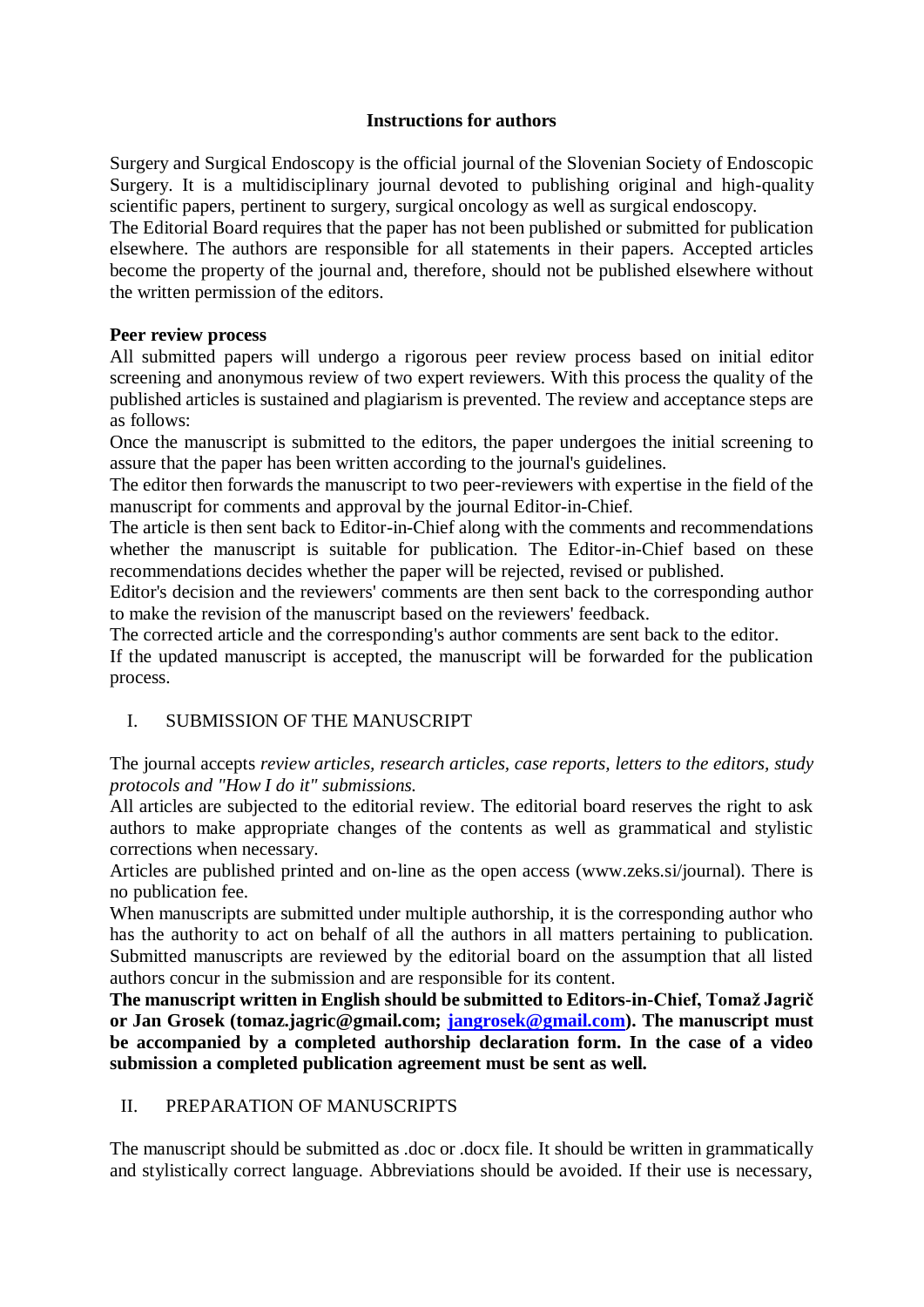# Instructions for authors

Surgery and Surgical Endoscopy is the official journal of the Slovenian Society of Endoscopic Surgery. It is a multidisciplinary journal devoted to publishing original and high-quality scientific papers, pertinent to surgery, surgical oncology as well as surgical endoscopy.
The Editorial Board requires that the paper has not been published or submitted for publication elsewhere. The authors are responsible for all statements in their papers. Accepted articles become the property of the journal and, therefore, should not be published elsewhere without the written permission of the editors.

**Peer review process**

All submitted papers will undergo a rigorous peer review process based on initial editor screening and anonymous review of two expert reviewers. With this process the quality of the published articles is sustained and plagiarism is prevented. The review and acceptance steps are as follows:
Once the manuscript is submitted to the editors, the paper undergoes the initial screening to assure that the paper has been written according to the journal's guidelines.
The editor then forwards the manuscript to two peer-reviewers with expertise in the field of the manuscript for comments and approval by the journal Editor-in-Chief.
The article is then sent back to Editor-in-Chief along with the comments and recommendations whether the manuscript is suitable for publication. The Editor-in-Chief based on these recommendations decides whether the paper will be rejected, revised or published.
Editor's decision and the reviewers' comments are then sent back to the corresponding author to make the revision of the manuscript based on the reviewers' feedback.
The corrected article and the corresponding's author comments are sent back to the editor.
If the updated manuscript is accepted, the manuscript will be forwarded for the publication process.

## I. SUBMISSION OF THE MANUSCRIPT

The journal accepts *review articles, research articles, case reports, letters to the editors, study protocols and "How I do it" submissions.*
All articles are subjected to the editorial review. The editorial board reserves the right to ask authors to make appropriate changes of the contents as well as grammatical and stylistic corrections when necessary.
Articles are published printed and on-line as the open access (www.zeks.si/journal). There is no publication fee.
When manuscripts are submitted under multiple authorship, it is the corresponding author who has the authority to act on behalf of all the authors in all matters pertaining to publication. Submitted manuscripts are reviewed by the editorial board on the assumption that all listed authors concur in the submission and are responsible for its content.
**The manuscript written in English should be submitted to Editors-in-Chief, Tomaž Jagrič or Jan Grosek (tomaz.jagric@gmail.com; jangrosek@gmail.com). The manuscript must be accompanied by a completed authorship declaration form. In the case of a video submission a completed publication agreement must be sent as well.**

## II. PREPARATION OF MANUSCRIPTS

The manuscript should be submitted as .doc or .docx file. It should be written in grammatically and stylistically correct language. Abbreviations should be avoided. If their use is necessary,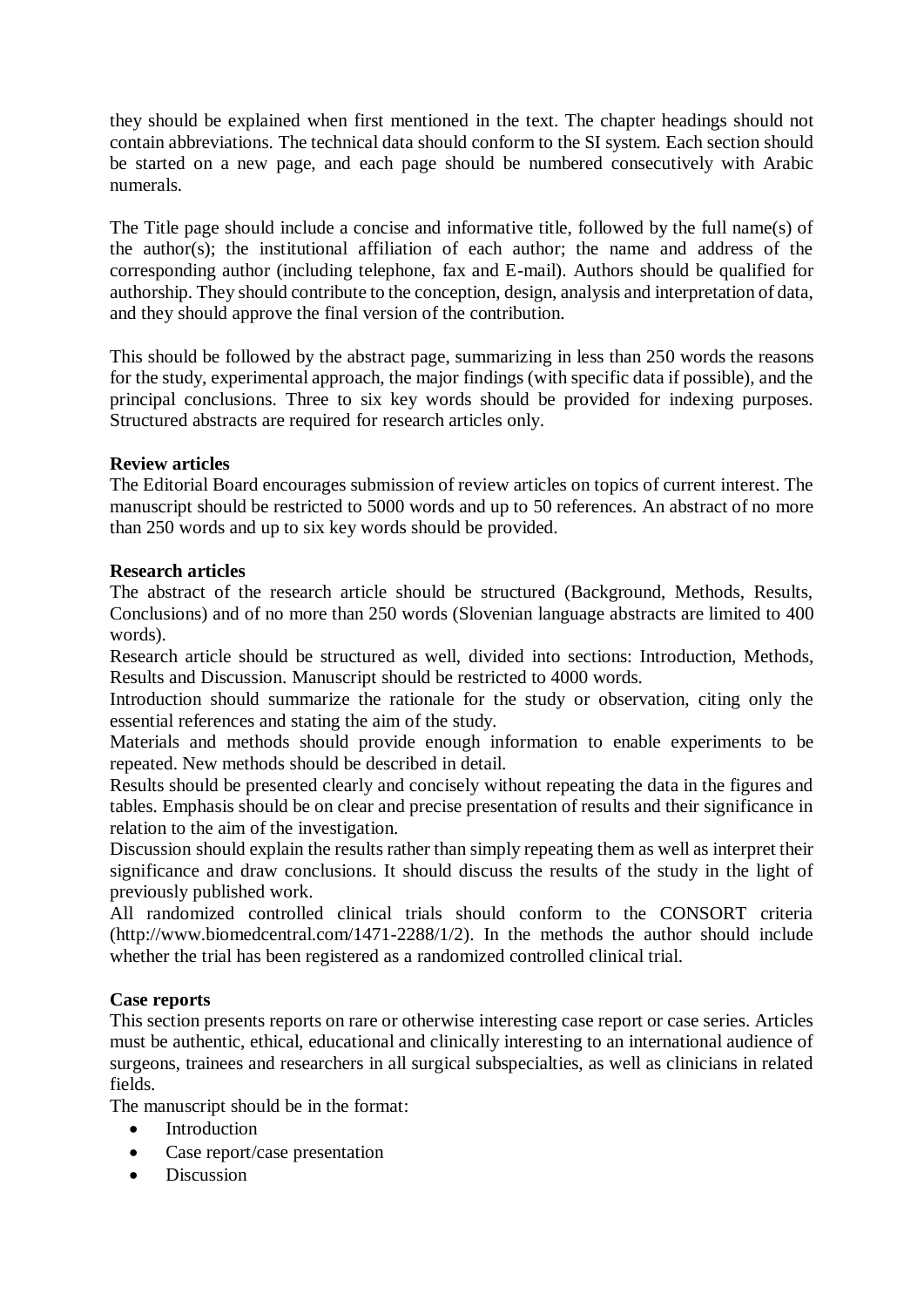they should be explained when first mentioned in the text. The chapter headings should not contain abbreviations. The technical data should conform to the SI system. Each section should be started on a new page, and each page should be numbered consecutively with Arabic numerals.

The Title page should include a concise and informative title, followed by the full name(s) of the author(s); the institutional affiliation of each author; the name and address of the corresponding author (including telephone, fax and E-mail). Authors should be qualified for authorship. They should contribute to the conception, design, analysis and interpretation of data, and they should approve the final version of the contribution.

This should be followed by the abstract page, summarizing in less than 250 words the reasons for the study, experimental approach, the major findings (with specific data if possible), and the principal conclusions. Three to six key words should be provided for indexing purposes. Structured abstracts are required for research articles only.

**Review articles**

The Editorial Board encourages submission of review articles on topics of current interest. The manuscript should be restricted to 5000 words and up to 50 references. An abstract of no more than 250 words and up to six key words should be provided.

**Research articles**

The abstract of the research article should be structured (Background, Methods, Results, Conclusions) and of no more than 250 words (Slovenian language abstracts are limited to 400 words).

Research article should be structured as well, divided into sections: Introduction, Methods, Results and Discussion. Manuscript should be restricted to 4000 words.

Introduction should summarize the rationale for the study or observation, citing only the essential references and stating the aim of the study.

Materials and methods should provide enough information to enable experiments to be repeated. New methods should be described in detail.

Results should be presented clearly and concisely without repeating the data in the figures and tables. Emphasis should be on clear and precise presentation of results and their significance in relation to the aim of the investigation.

Discussion should explain the results rather than simply repeating them as well as interpret their significance and draw conclusions. It should discuss the results of the study in the light of previously published work.

All randomized controlled clinical trials should conform to the CONSORT criteria (http://www.biomedcentral.com/1471-2288/1/2). In the methods the author should include whether the trial has been registered as a randomized controlled clinical trial.

**Case reports**

This section presents reports on rare or otherwise interesting case report or case series. Articles must be authentic, ethical, educational and clinically interesting to an international audience of surgeons, trainees and researchers in all surgical subspecialties, as well as clinicians in related fields.

The manuscript should be in the format:

- Introduction
- Case report/case presentation
- Discussion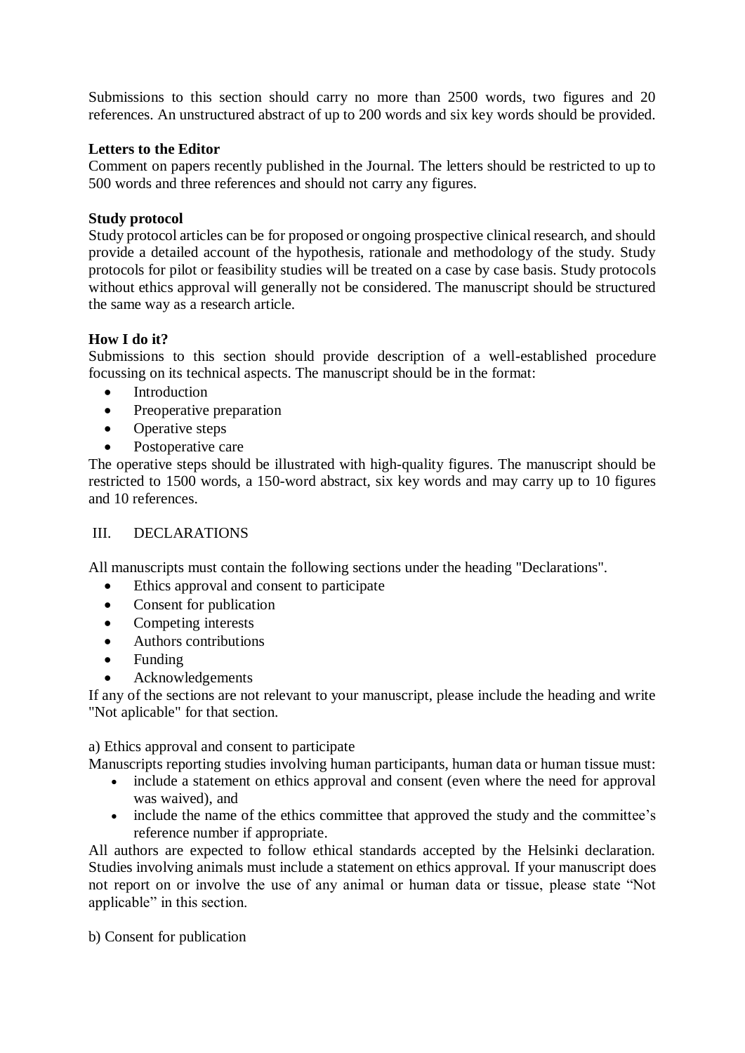Submissions to this section should carry no more than 2500 words, two figures and 20 references. An unstructured abstract of up to 200 words and six key words should be provided.

**Letters to the Editor**

Comment on papers recently published in the Journal. The letters should be restricted to up to 500 words and three references and should not carry any figures.

**Study protocol**

Study protocol articles can be for proposed or ongoing prospective clinical research, and should provide a detailed account of the hypothesis, rationale and methodology of the study. Study protocols for pilot or feasibility studies will be treated on a case by case basis. Study protocols without ethics approval will generally not be considered. The manuscript should be structured the same way as a research article.

**How I do it?**

Submissions to this section should provide description of a well-established procedure focussing on its technical aspects. The manuscript should be in the format:

- Introduction
- Preoperative preparation
- Operative steps
- Postoperative care

The operative steps should be illustrated with high-quality figures. The manuscript should be restricted to 1500 words, a 150-word abstract, six key words and may carry up to 10 figures and 10 references.

## III. DECLARATIONS

All manuscripts must contain the following sections under the heading "Declarations".

- Ethics approval and consent to participate
- Consent for publication
- Competing interests
- Authors contributions
- Funding
- Acknowledgements

If any of the sections are not relevant to your manuscript, please include the heading and write "Not aplicable" for that section.

a) Ethics approval and consent to participate

Manuscripts reporting studies involving human participants, human data or human tissue must:

- include a statement on ethics approval and consent (even where the need for approval was waived), and
- include the name of the ethics committee that approved the study and the committee's reference number if appropriate.

All authors are expected to follow ethical standards accepted by the Helsinki declaration. Studies involving animals must include a statement on ethics approval. If your manuscript does not report on or involve the use of any animal or human data or tissue, please state "Not applicable" in this section.

b) Consent for publication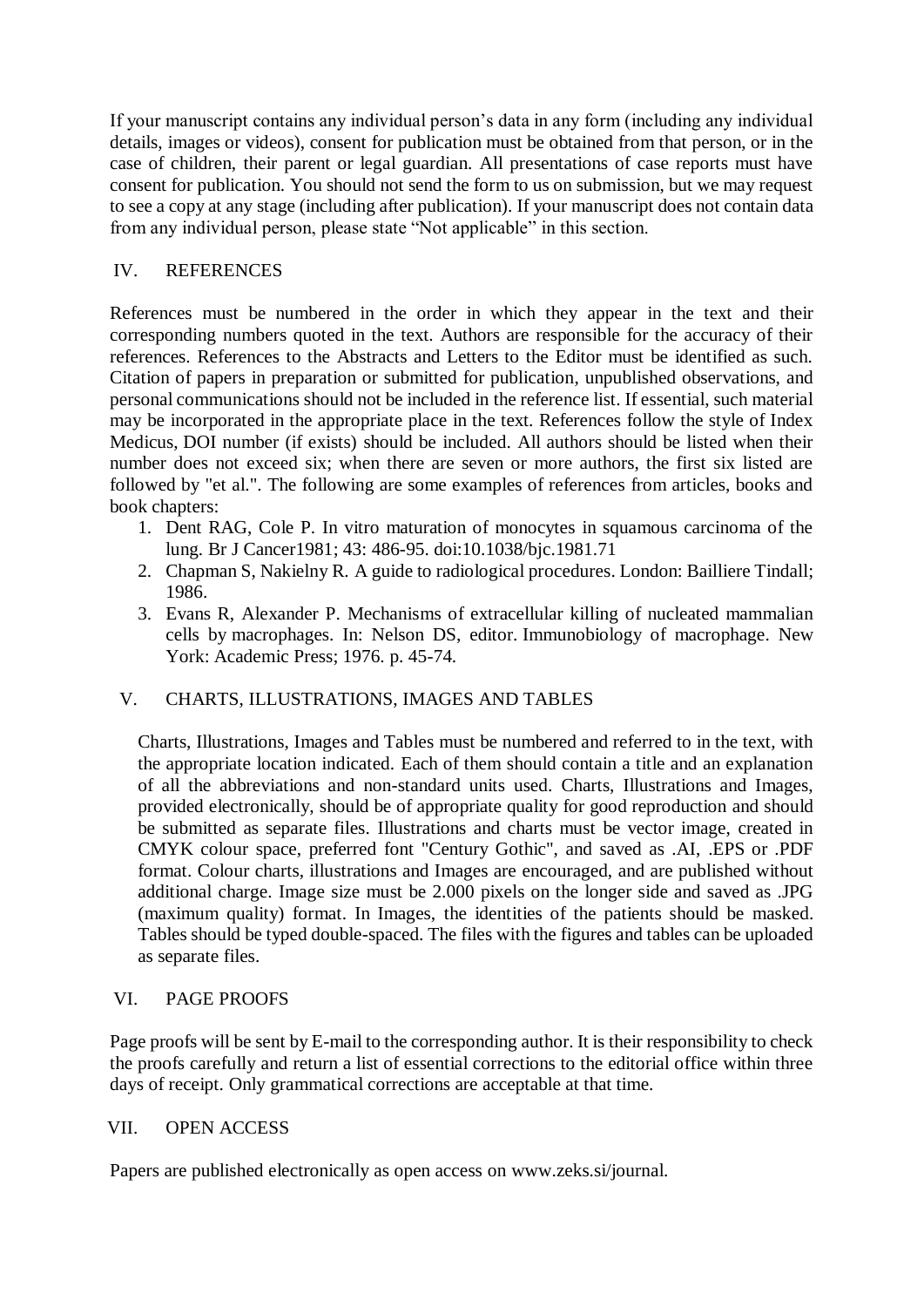If your manuscript contains any individual person's data in any form (including any individual details, images or videos), consent for publication must be obtained from that person, or in the case of children, their parent or legal guardian. All presentations of case reports must have consent for publication. You should not send the form to us on submission, but we may request to see a copy at any stage (including after publication). If your manuscript does not contain data from any individual person, please state "Not applicable" in this section.

## IV. REFERENCES

References must be numbered in the order in which they appear in the text and their corresponding numbers quoted in the text. Authors are responsible for the accuracy of their references. References to the Abstracts and Letters to the Editor must be identified as such. Citation of papers in preparation or submitted for publication, unpublished observations, and personal communications should not be included in the reference list. If essential, such material may be incorporated in the appropriate place in the text. References follow the style of Index Medicus, DOI number (if exists) should be included. All authors should be listed when their number does not exceed six; when there are seven or more authors, the first six listed are followed by "et al.". The following are some examples of references from articles, books and book chapters:

1. Dent RAG, Cole P. In vitro maturation of monocytes in squamous carcinoma of the lung. Br J Cancer1981; 43: 486-95. doi:10.1038/bjc.1981.71
2. Chapman S, Nakielny R. A guide to radiological procedures. London: Bailliere Tindall; 1986.
3. Evans R, Alexander P. Mechanisms of extracellular killing of nucleated mammalian cells by macrophages. In: Nelson DS, editor. Immunobiology of macrophage. New York: Academic Press; 1976. p. 45-74.

## V. CHARTS, ILLUSTRATIONS, IMAGES AND TABLES

Charts, Illustrations, Images and Tables must be numbered and referred to in the text, with the appropriate location indicated. Each of them should contain a title and an explanation of all the abbreviations and non-standard units used. Charts, Illustrations and Images, provided electronically, should be of appropriate quality for good reproduction and should be submitted as separate files. Illustrations and charts must be vector image, created in CMYK colour space, preferred font "Century Gothic", and saved as .AI, .EPS or .PDF format. Colour charts, illustrations and Images are encouraged, and are published without additional charge. Image size must be 2.000 pixels on the longer side and saved as .JPG (maximum quality) format. In Images, the identities of the patients should be masked. Tables should be typed double-spaced. The files with the figures and tables can be uploaded as separate files.

## VI. PAGE PROOFS

Page proofs will be sent by E-mail to the corresponding author. It is their responsibility to check the proofs carefully and return a list of essential corrections to the editorial office within three days of receipt. Only grammatical corrections are acceptable at that time.

## VII. OPEN ACCESS

Papers are published electronically as open access on www.zeks.si/journal.